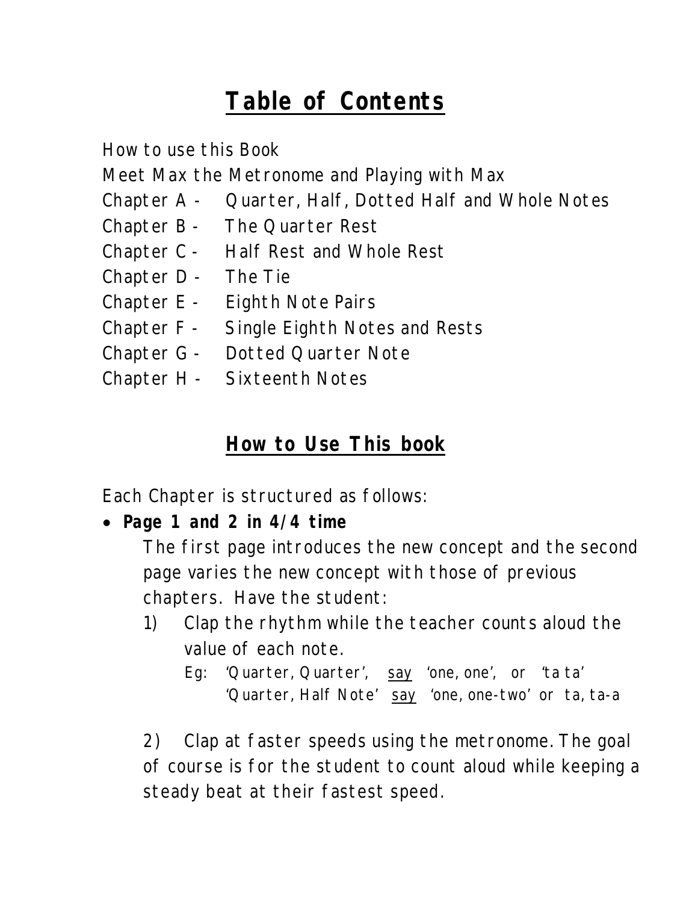# Table of Contents

How to use this Book

Meet Max the Metronome and Playing with Max

Chapter A - Quarter, Half, Dotted Half and Whole Notes

Chapter B - The Quarter Rest

Chapter C - Half Rest and Whole Rest

Chapter D - The Tie

Chapter E - Eighth Note Pairs

Chapter F - Single Eighth Notes and Rests

Chapter G - Dotted Quarter Note

Chapter H - Sixteenth Notes

## How to Use This book

Each Chapter is structured as follows:

- ***Page 1 and 2 in 4/4 time***

  The first page introduces the new concept and the second page varies the new concept with those of previous chapters. Have the student:

  1) Clap the rhythm while the teacher counts aloud the value of each note.

     Eg: 'Quarter, Quarter', <u>say</u> 'one, one', or 'ta ta'
     'Quarter, Half Note' <u>say</u> 'one, one-two' or ta, ta-a

  2) Clap at faster speeds using the metronome. The goal of course is for the student to count aloud while keeping a steady beat at their fastest speed.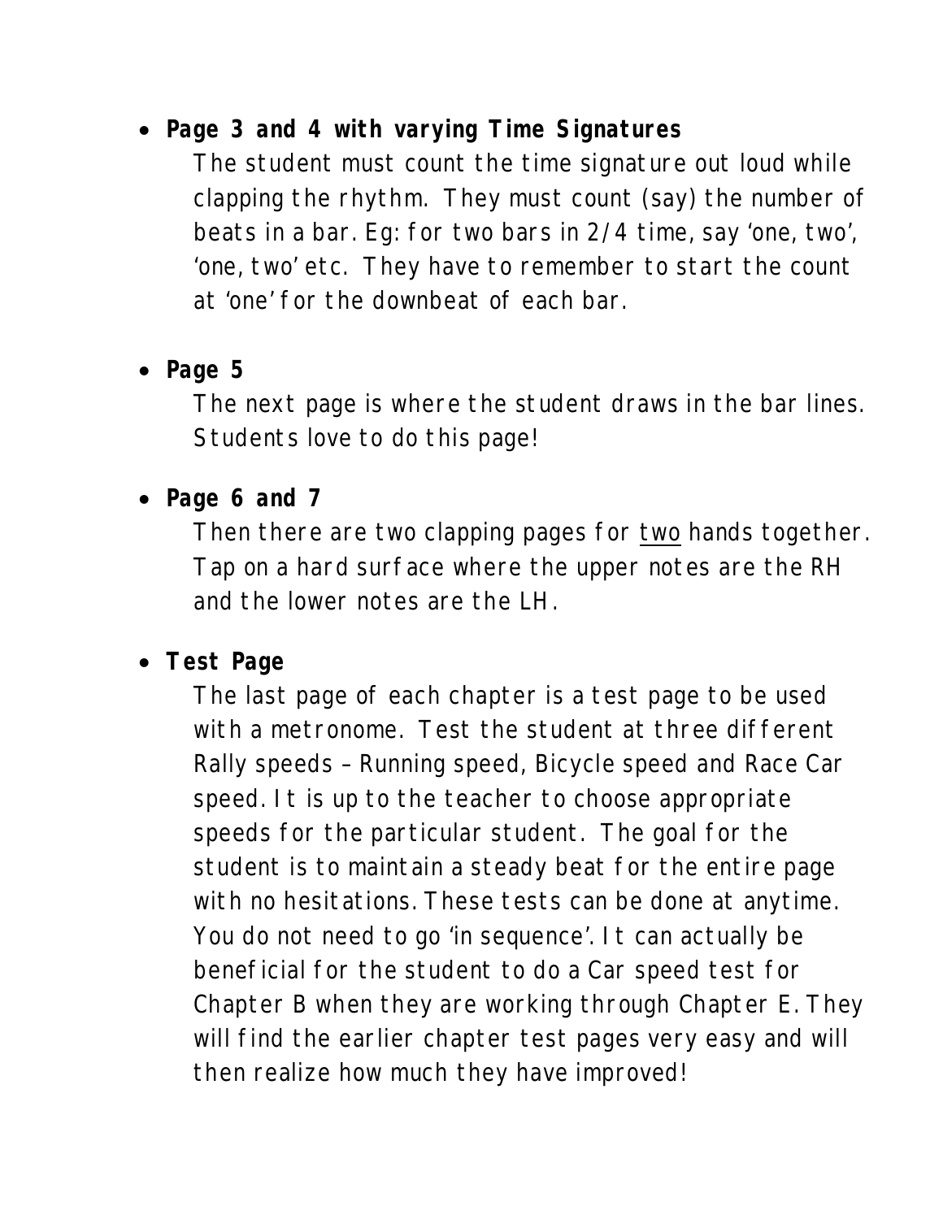- **Page 3 and 4 with varying Time Signatures**

  The student must count the time signature out loud while clapping the rhythm. They must count (say) the number of beats in a bar. Eg: for two bars in 2/4 time, say 'one, two', 'one, two' etc. They have to remember to start the count at 'one' for the downbeat of each bar.

- **Page 5**

  The next page is where the student draws in the bar lines. Students love to do this page!

- **Page 6 and 7**

  Then there are two clapping pages for <u>two</u> hands together. Tap on a hard surface where the upper notes are the RH and the lower notes are the LH.

- **Test Page**

  The last page of each chapter is a test page to be used with a metronome. Test the student at three different Rally speeds – Running speed, Bicycle speed and Race Car speed. It is up to the teacher to choose appropriate speeds for the particular student. The goal for the student is to maintain a steady beat for the entire page with no hesitations. These tests can be done at anytime. You do not need to go 'in sequence'. It can actually be beneficial for the student to do a Car speed test for Chapter B when they are working through Chapter E. They will find the earlier chapter test pages very easy and will then realize how much they have improved!